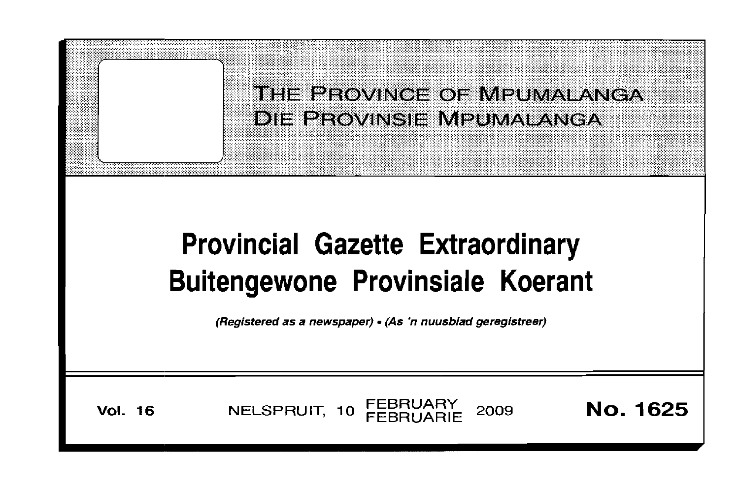# THE PROVINCE OF MPUMALANGA
# DIE PROVINSIE MPUMALANGA

# Provincial Gazette Extraordinary
# Buitengewone Provinsiale Koerant

*(Registered as a newspaper) • (As 'n nuusblad geregistreer)*

**Vol. 16** NELSPRUIT, 10 FEBRUARY FEBRUARIE 2009 **No. 1625**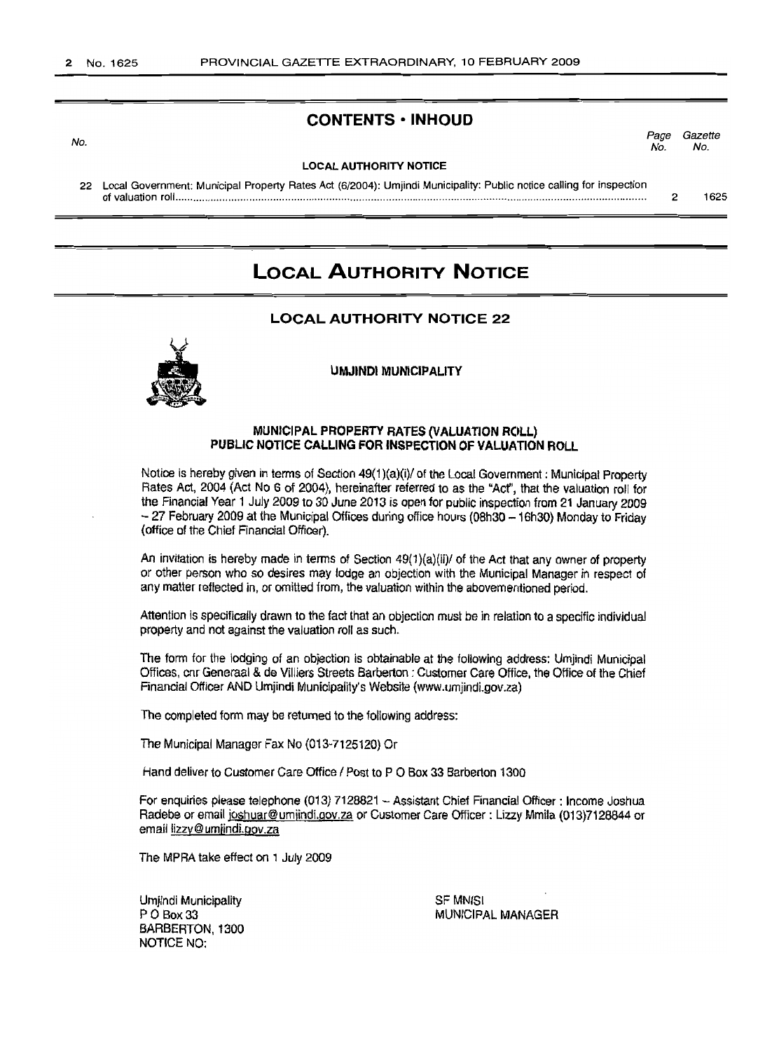## CONTENTS • INHOUD

| No. | | Page No. | Gazette No. |
|---|---|---|---|
| | **LOCAL AUTHORITY NOTICE** | | |
| 22 | Local Government: Municipal Property Rates Act (6/2004): Umjindi Municipality: Public notice calling for inspection of valuation roll | 2 | 1625 |

# LOCAL AUTHORITY NOTICE

## LOCAL AUTHORITY NOTICE 22

**UMJINDI MUNICIPALITY**

### MUNICIPAL PROPERTY RATES (VALUATION ROLL) PUBLIC NOTICE CALLING FOR INSPECTION OF VALUATION ROLL

Notice is hereby given in terms of Section 49(1)(a)(i)/ of the Local Government : Municipal Property Rates Act, 2004 (Act No 6 of 2004), hereinafter referred to as the "Act", that the valuation roll for the Financial Year 1 July 2009 to 30 June 2013 is open for public inspection from 21 January 2009 – 27 February 2009 at the Municipal Offices during office hours (08h30 – 16h30) Monday to Friday (office of the Chief Financial Officer).

An invitation is hereby made in terms of Section 49(1)(a)(ii)/ of the Act that any owner of property or other person who so desires may lodge an objection with the Municipal Manager in respect of any matter reflected in, or omitted from, the valuation within the abovementioned period.

Attention is specifically drawn to the fact that an objection must be in relation to a specific individual property and not against the valuation roll as such.

The form for the lodging of an objection is obtainable at the following address: Umjindi Municipal Offices, cnr Generaal & de Villiers Streets Barberton : Customer Care Office, the Office of the Chief Financial Officer AND Umjindi Municipality's Website (www.umjindi.gov.za)

The completed form may be returned to the following address:

The Municipal Manager Fax No (013-7125120) Or

Hand deliver to Customer Care Office / Post to P O Box 33 Barberton 1300

For enquiries please telephone (013) 7128821 – Assistant Chief Financial Officer : Income Joshua Radebe or email joshuar@umjindi.gov.za or Customer Care Officer : Lizzy Mmila (013)7128844 or email lizzy@umjindi.gov.za

The MPRA take effect on 1 July 2009

Umjindi Municipality
P O Box 33
BARBERTON, 1300
NOTICE NO:

SF MNISI
MUNICIPAL MANAGER